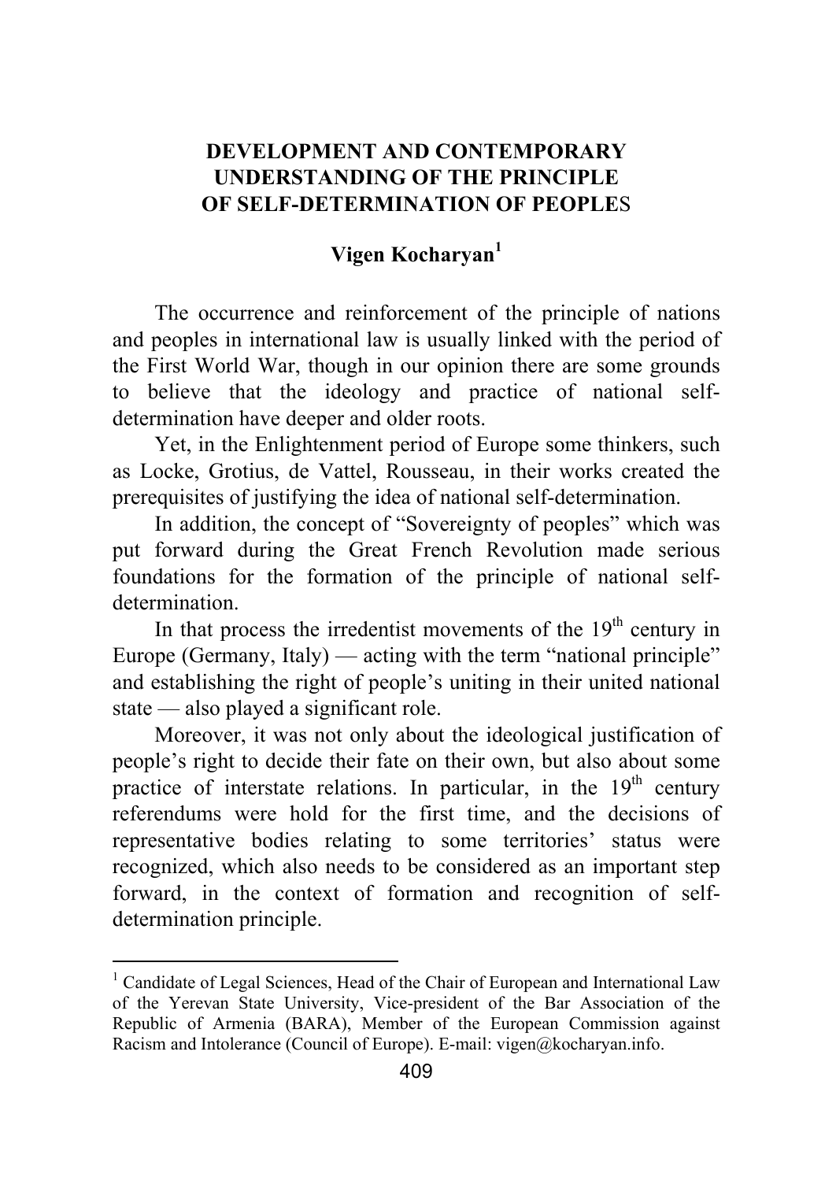# DEVELOPMENT AND CONTEMPORARY UNDERSTANDING OF THE PRINCIPLE OF SELF-DETERMINATION OF PEOPLES

**Vigen Kocharyan**[1]

The occurrence and reinforcement of the principle of nations and peoples in international law is usually linked with the period of the First World War, though in our opinion there are some grounds to believe that the ideology and practice of national self-determination have deeper and older roots.

Yet, in the Enlightenment period of Europe some thinkers, such as Locke, Grotius, de Vattel, Rousseau, in their works created the prerequisites of justifying the idea of national self-determination.

In addition, the concept of "Sovereignty of peoples" which was put forward during the Great French Revolution made serious foundations for the formation of the principle of national self-determination.

In that process the irredentist movements of the 19th century in Europe (Germany, Italy) — acting with the term "national principle" and establishing the right of people's uniting in their united national state — also played a significant role.

Moreover, it was not only about the ideological justification of people's right to decide their fate on their own, but also about some practice of interstate relations. In particular, in the 19th century referendums were hold for the first time, and the decisions of representative bodies relating to some territories' status were recognized, which also needs to be considered as an important step forward, in the context of formation and recognition of self-determination principle.

---

[1] Candidate of Legal Sciences, Head of the Chair of European and International Law of the Yerevan State University, Vice-president of the Bar Association of the Republic of Armenia (BARA), Member of the European Commission against Racism and Intolerance (Council of Europe). E-mail: vigen@kocharyan.info.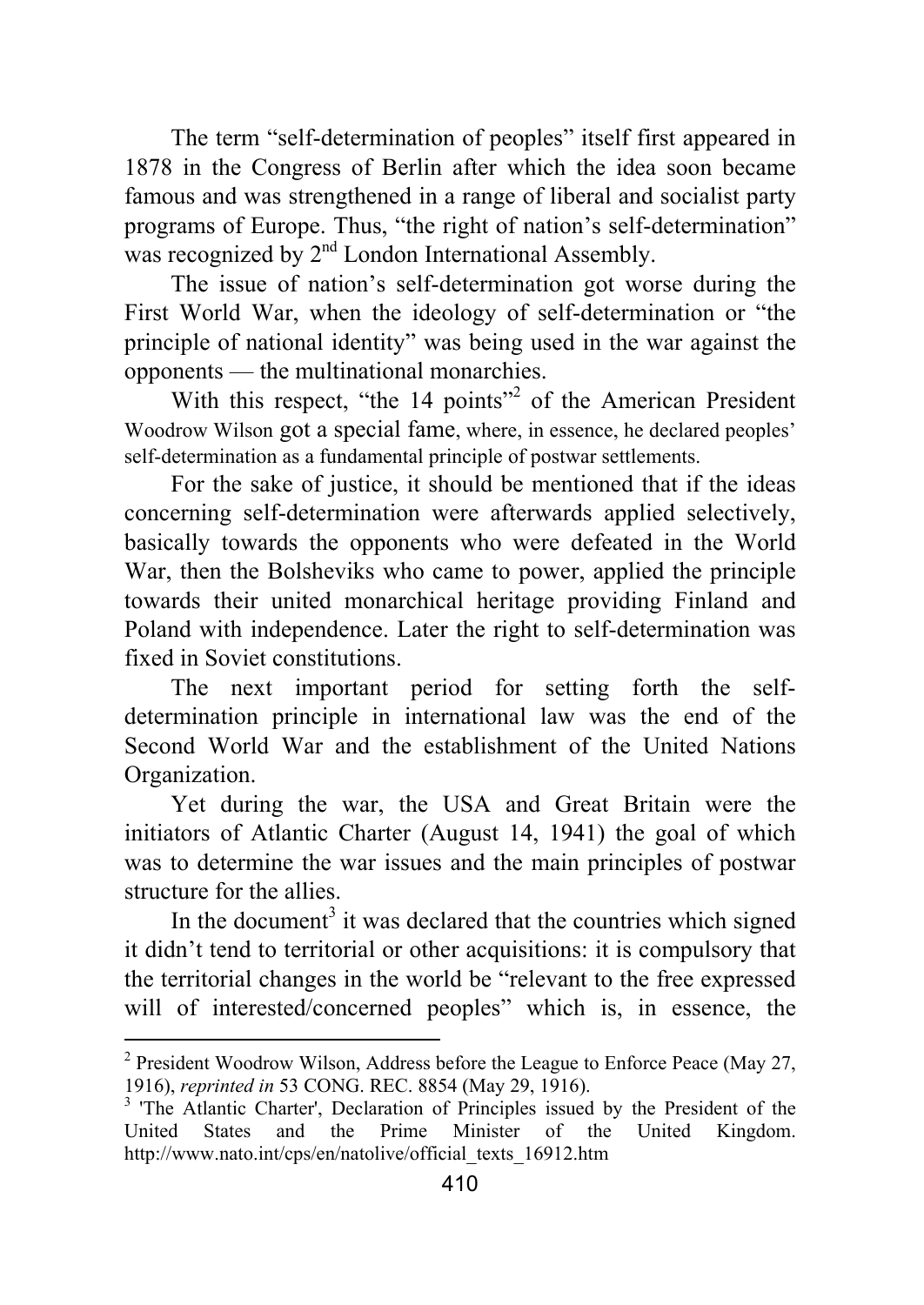The term “self-determination of peoples” itself first appeared in 1878 in the Congress of Berlin after which the idea soon became famous and was strengthened in a range of liberal and socialist party programs of Europe. Thus, “the right of nation’s self-determination” was recognized by 2nd London International Assembly.

The issue of nation’s self-determination got worse during the First World War, when the ideology of self-determination or “the principle of national identity” was being used in the war against the opponents — the multinational monarchies.

With this respect, “the 14 points”[2] of the American President Woodrow Wilson got a special fame, where, in essence, he declared peoples’ self-determination as a fundamental principle of postwar settlements.

For the sake of justice, it should be mentioned that if the ideas concerning self-determination were afterwards applied selectively, basically towards the opponents who were defeated in the World War, then the Bolsheviks who came to power, applied the principle towards their united monarchical heritage providing Finland and Poland with independence. Later the right to self-determination was fixed in Soviet constitutions.

The next important period for setting forth the self-determination principle in international law was the end of the Second World War and the establishment of the United Nations Organization.

Yet during the war, the USA and Great Britain were the initiators of Atlantic Charter (August 14, 1941) the goal of which was to determine the war issues and the main principles of postwar structure for the allies.

In the document[3] it was declared that the countries which signed it didn’t tend to territorial or other acquisitions: it is compulsory that the territorial changes in the world be “relevant to the free expressed will of interested/concerned peoples” which is, in essence, the

---

[2] President Woodrow Wilson, Address before the League to Enforce Peace (May 27, 1916), *reprinted in* 53 CONG. REC. 8854 (May 29, 1916).

[3] 'The Atlantic Charter', Declaration of Principles issued by the President of the United States and the Prime Minister of the United Kingdom. http://www.nato.int/cps/en/natolive/official_texts_16912.htm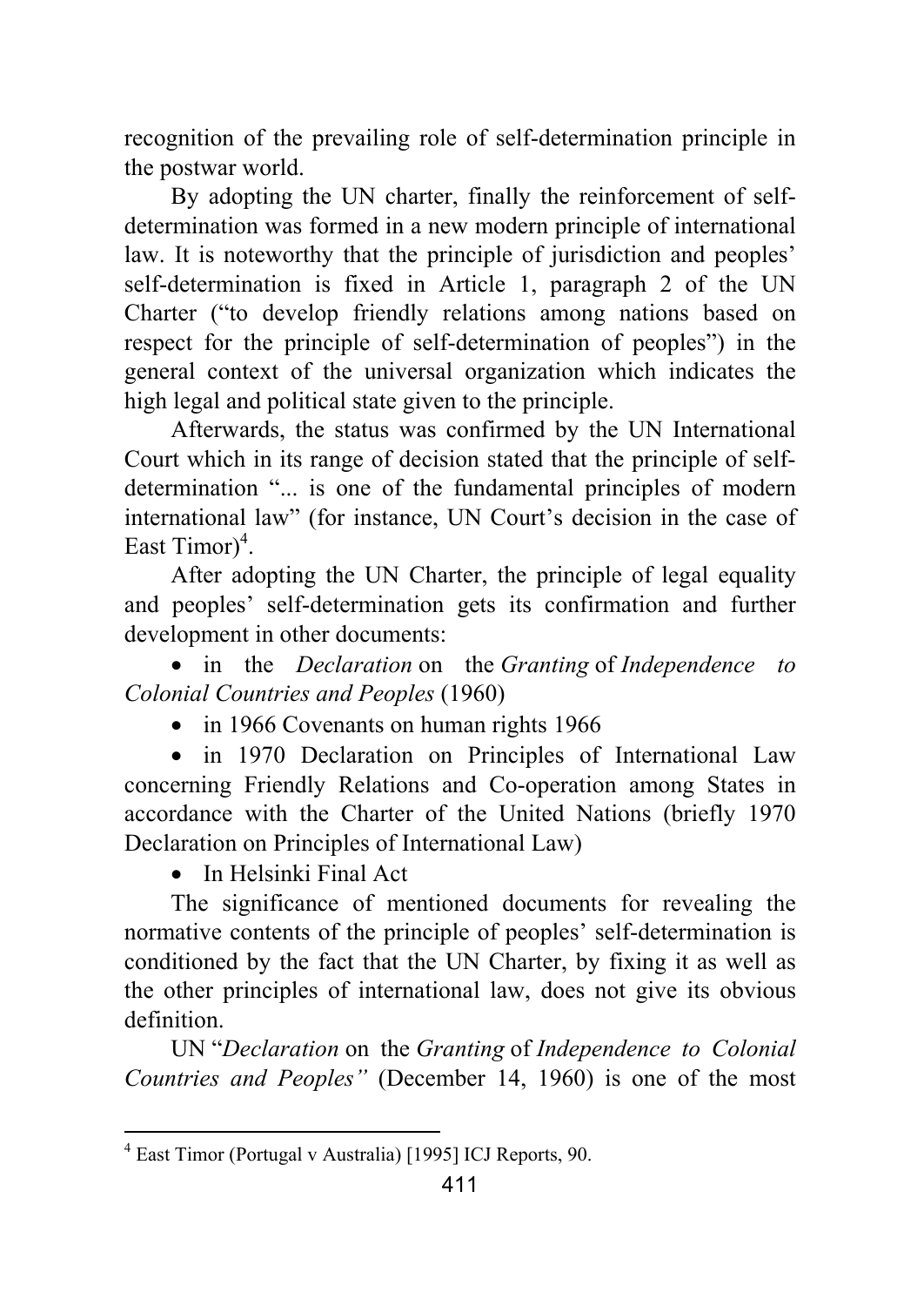recognition of the prevailing role of self-determination principle in the postwar world.

By adopting the UN charter, finally the reinforcement of self-determination was formed in a new modern principle of international law. It is noteworthy that the principle of jurisdiction and peoples' self-determination is fixed in Article 1, paragraph 2 of the UN Charter ("to develop friendly relations among nations based on respect for the principle of self-determination of peoples") in the general context of the universal organization which indicates the high legal and political state given to the principle.

Afterwards, the status was confirmed by the UN International Court which in its range of decision stated that the principle of self-determination "... is one of the fundamental principles of modern international law" (for instance, UN Court's decision in the case of East Timor)[4].

After adopting the UN Charter, the principle of legal equality and peoples' self-determination gets its confirmation and further development in other documents:

- in the *Declaration* on the *Granting* of *Independence to Colonial Countries and Peoples* (1960)
- in 1966 Covenants on human rights 1966
- in 1970 Declaration on Principles of International Law concerning Friendly Relations and Co-operation among States in accordance with the Charter of the United Nations (briefly 1970 Declaration on Principles of International Law)
- In Helsinki Final Act

The significance of mentioned documents for revealing the normative contents of the principle of peoples' self-determination is conditioned by the fact that the UN Charter, by fixing it as well as the other principles of international law, does not give its obvious definition.

UN "*Declaration* on the *Granting* of *Independence to Colonial Countries and Peoples"* (December 14, 1960) is one of the most

[4] East Timor (Portugal v Australia) [1995] ICJ Reports, 90.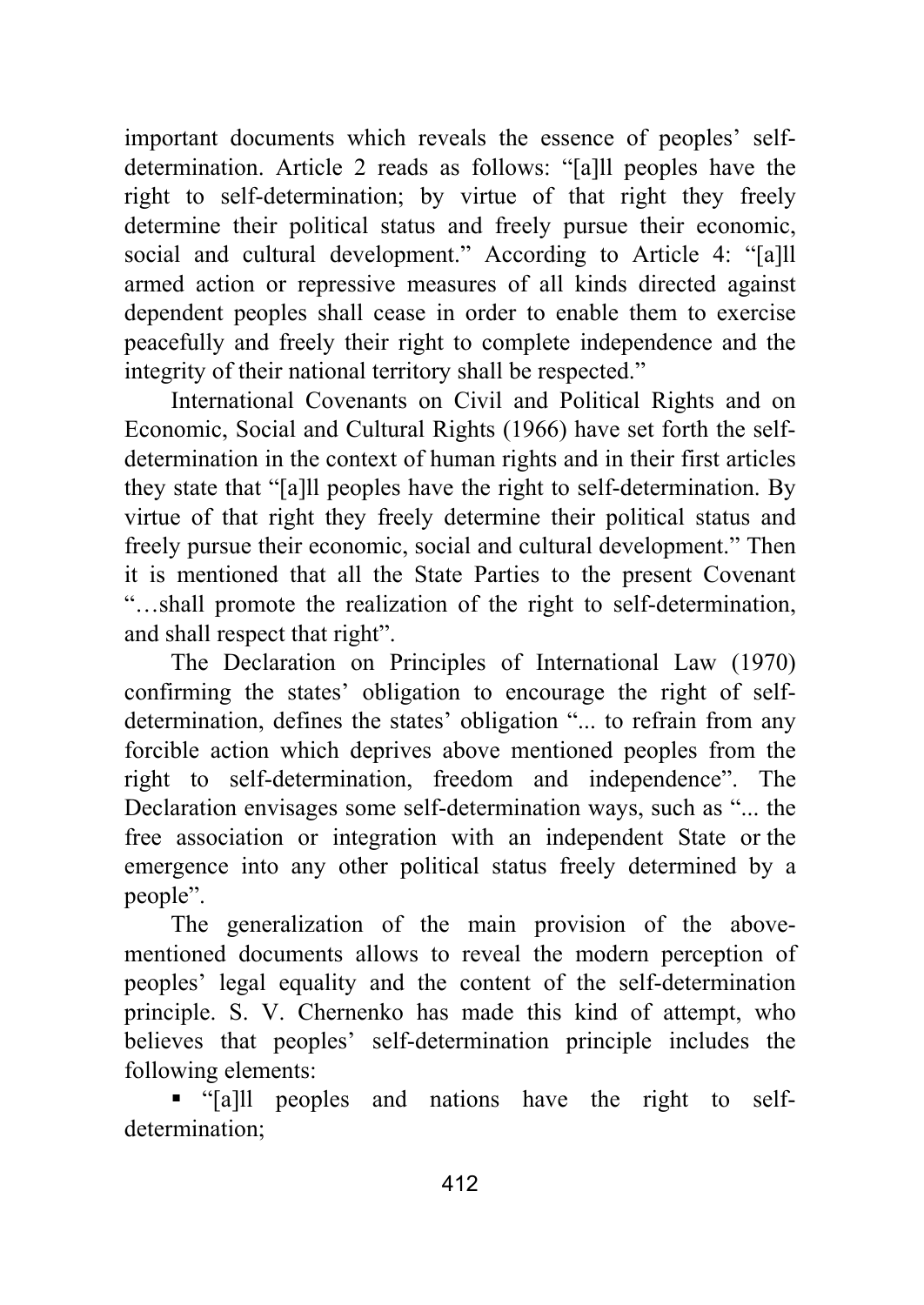important documents which reveals the essence of peoples' self-determination. Article 2 reads as follows: "[a]ll peoples have the right to self-determination; by virtue of that right they freely determine their political status and freely pursue their economic, social and cultural development." According to Article 4: "[a]ll armed action or repressive measures of all kinds directed against dependent peoples shall cease in order to enable them to exercise peacefully and freely their right to complete independence and the integrity of their national territory shall be respected."

International Covenants on Civil and Political Rights and on Economic, Social and Cultural Rights (1966) have set forth the self-determination in the context of human rights and in their first articles they state that "[a]ll peoples have the right to self-determination. By virtue of that right they freely determine their political status and freely pursue their economic, social and cultural development." Then it is mentioned that all the State Parties to the present Covenant "…shall promote the realization of the right to self-determination, and shall respect that right".

The Declaration on Principles of International Law (1970) confirming the states' obligation to encourage the right of self-determination, defines the states' obligation "... to refrain from any forcible action which deprives above mentioned peoples from the right to self-determination, freedom and independence". The Declaration envisages some self-determination ways, such as "... the free association or integration with an independent State or the emergence into any other political status freely determined by a people".

The generalization of the main provision of the above-mentioned documents allows to reveal the modern perception of peoples' legal equality and the content of the self-determination principle. S. V. Chernenko has made this kind of attempt, who believes that peoples' self-determination principle includes the following elements:

- "[a]ll peoples and nations have the right to self-determination;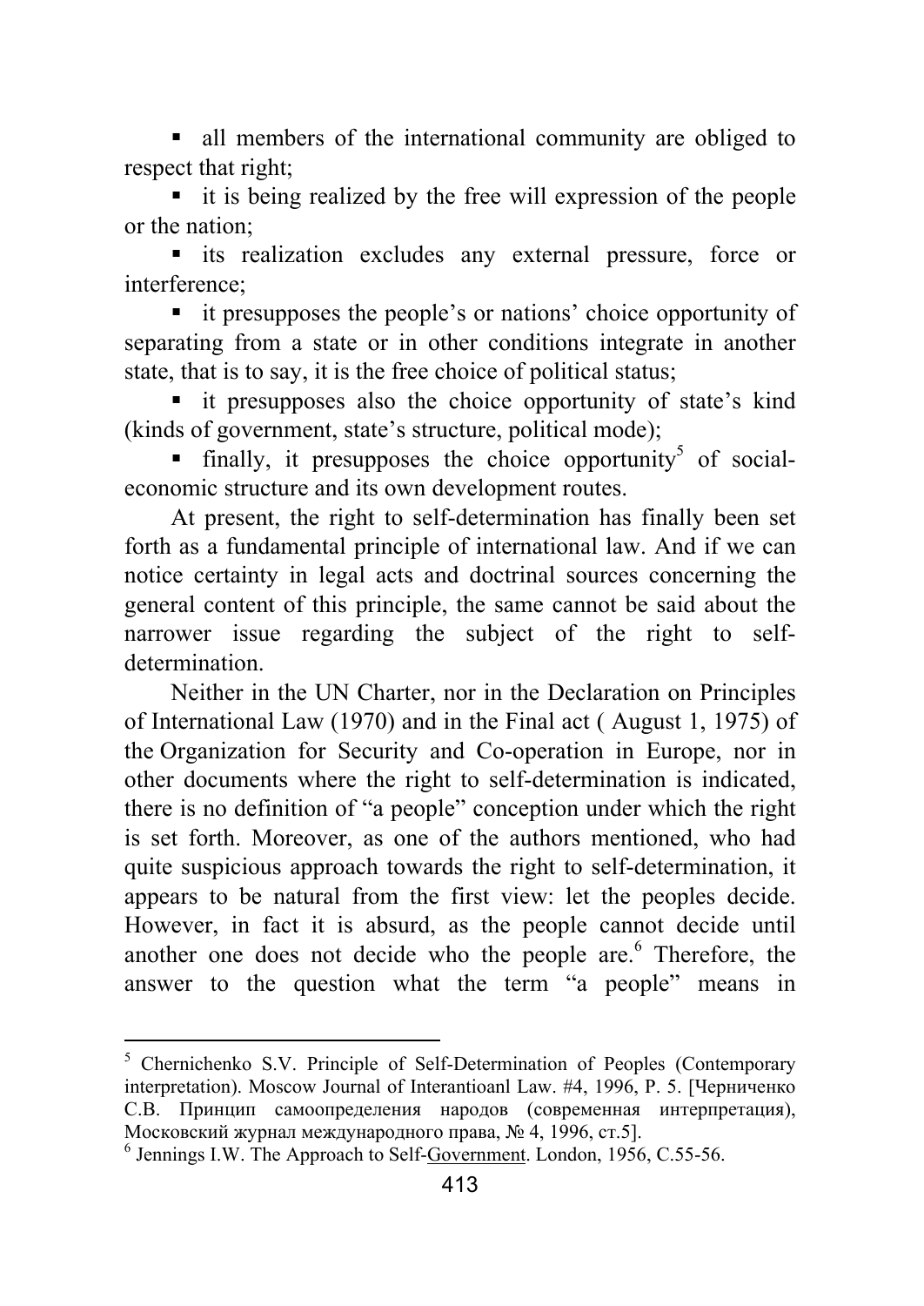- all members of the international community are obliged to respect that right;
- it is being realized by the free will expression of the people or the nation;
- its realization excludes any external pressure, force or interference;
- it presupposes the people's or nations' choice opportunity of separating from a state or in other conditions integrate in another state, that is to say, it is the free choice of political status;
- it presupposes also the choice opportunity of state's kind (kinds of government, state's structure, political mode);
- finally, it presupposes the choice opportunity[5] of social-economic structure and its own development routes.

At present, the right to self-determination has finally been set forth as a fundamental principle of international law. And if we can notice certainty in legal acts and doctrinal sources concerning the general content of this principle, the same cannot be said about the narrower issue regarding the subject of the right to self-determination.

Neither in the UN Charter, nor in the Declaration on Principles of International Law (1970) and in the Final act ( August 1, 1975) of the Organization for Security and Co-operation in Europe, nor in other documents where the right to self-determination is indicated, there is no definition of "a people" conception under which the right is set forth. Moreover, as one of the authors mentioned, who had quite suspicious approach towards the right to self-determination, it appears to be natural from the first view: let the peoples decide. However, in fact it is absurd, as the people cannot decide until another one does not decide who the people are.[6] Therefore, the answer to the question what the term "a people" means in

---

[5] Chernichenko S.V. Principle of Self-Determination of Peoples (Contemporary interpretation). Moscow Journal of Interantioanl Law. #4, 1996, P. 5. [Черниченко С.В. Принцип самоопределения народов (современная интерпретация), Московский журнал международного права, № 4, 1996, ст.5].

[6] Jennings I.W. The Approach to Self-Government. London, 1956, C.55-56.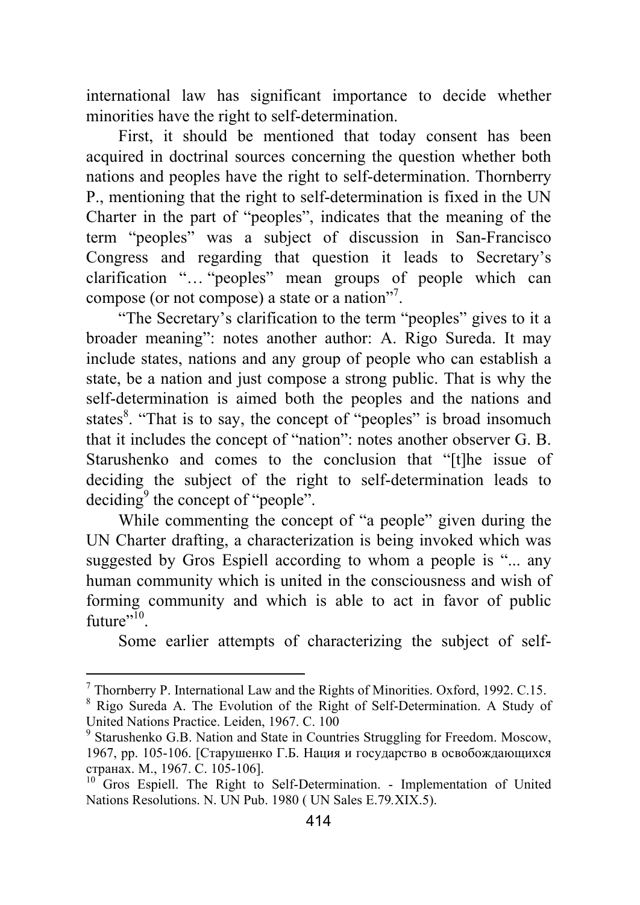international law has significant importance to decide whether minorities have the right to self-determination.

First, it should be mentioned that today consent has been acquired in doctrinal sources concerning the question whether both nations and peoples have the right to self-determination. Thornberry P., mentioning that the right to self-determination is fixed in the UN Charter in the part of "peoples", indicates that the meaning of the term "peoples" was a subject of discussion in San-Francisco Congress and regarding that question it leads to Secretary's clarification "… "peoples" mean groups of people which can compose (or not compose) a state or a nation"[7].

"The Secretary's clarification to the term "peoples" gives to it a broader meaning": notes another author: A. Rigo Sureda. It may include states, nations and any group of people who can establish a state, be a nation and just compose a strong public. That is why the self-determination is aimed both the peoples and the nations and states[8]. "That is to say, the concept of "peoples" is broad insomuch that it includes the concept of "nation": notes another observer G. B. Starushenko and comes to the conclusion that "[t]he issue of deciding the subject of the right to self-determination leads to deciding[9] the concept of "people".

While commenting the concept of "a people" given during the UN Charter drafting, a characterization is being invoked which was suggested by Gros Espiell according to whom a people is "... any human community which is united in the consciousness and wish of forming community and which is able to act in favor of public future"[10].

Some earlier attempts of characterizing the subject of self-

---

[7] Thornberry P. International Law and the Rights of Minorities. Oxford, 1992. C.15.

[8] Rigo Sureda A. The Evolution of the Right of Self-Determination. A Study of United Nations Practice. Leiden, 1967. C. 100

[9] Starushenko G.B. Nation and State in Countries Struggling for Freedom. Moscow, 1967, pp. 105-106. [Старушенко Г.Б. Нация и государство в освобождающихся странах. М., 1967. С. 105-106].

[10] Gros Espiell. The Right to Self-Determination. - Implementation of United Nations Resolutions. N. UN Pub. 1980 ( UN Sales E.79.XIX.5).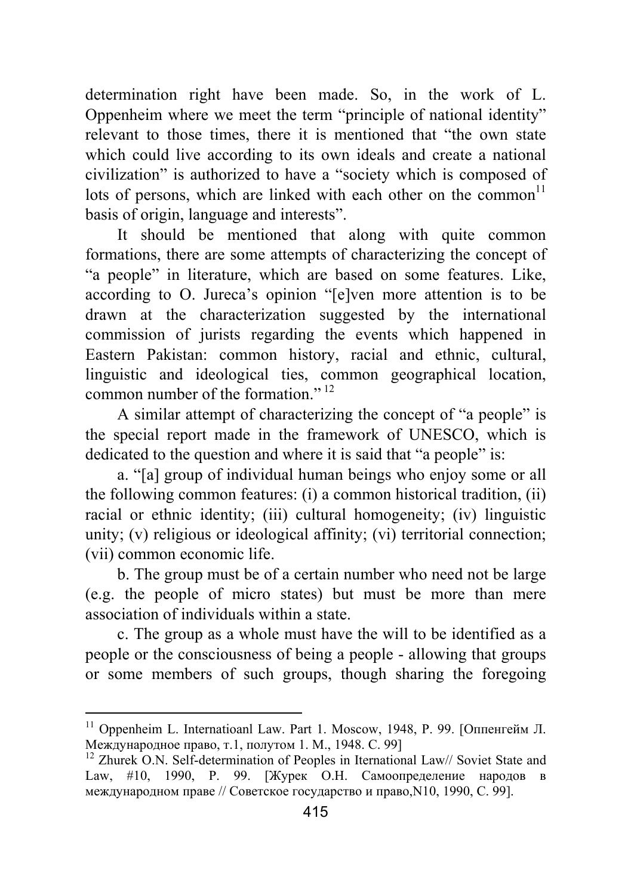determination right have been made. So, in the work of L. Oppenheim where we meet the term "principle of national identity" relevant to those times, there it is mentioned that "the own state which could live according to its own ideals and create a national civilization" is authorized to have a "society which is composed of lots of persons, which are linked with each other on the common[11] basis of origin, language and interests".

It should be mentioned that along with quite common formations, there are some attempts of characterizing the concept of "a people" in literature, which are based on some features. Like, according to O. Jureca's opinion "[e]ven more attention is to be drawn at the characterization suggested by the international commission of jurists regarding the events which happened in Eastern Pakistan: common history, racial and ethnic, cultural, linguistic and ideological ties, common geographical location, common number of the formation." [12]

A similar attempt of characterizing the concept of "a people" is the special report made in the framework of UNESCO, which is dedicated to the question and where it is said that "a people" is:

a. "[a] group of individual human beings who enjoy some or all the following common features: (i) a common historical tradition, (ii) racial or ethnic identity; (iii) cultural homogeneity; (iv) linguistic unity; (v) religious or ideological affinity; (vi) territorial connection; (vii) common economic life.

b. The group must be of a certain number who need not be large (e.g. the people of micro states) but must be more than mere association of individuals within a state.

c. The group as a whole must have the will to be identified as a people or the consciousness of being a people - allowing that groups or some members of such groups, though sharing the foregoing

---

[11] Oppenheim L. Internatioanl Law. Part 1. Moscow, 1948, P. 99. [Оппенгейм Л. Международное право, т.1, полутом 1. М., 1948. С. 99]

[12] Zhurek O.N. Self-determination of Peoples in Iternational Law// Soviet State and Law, #10, 1990, P. 99. [Журек О.Н. Самоопределение народов в международном праве // Советское государство и право,N10, 1990, С. 99].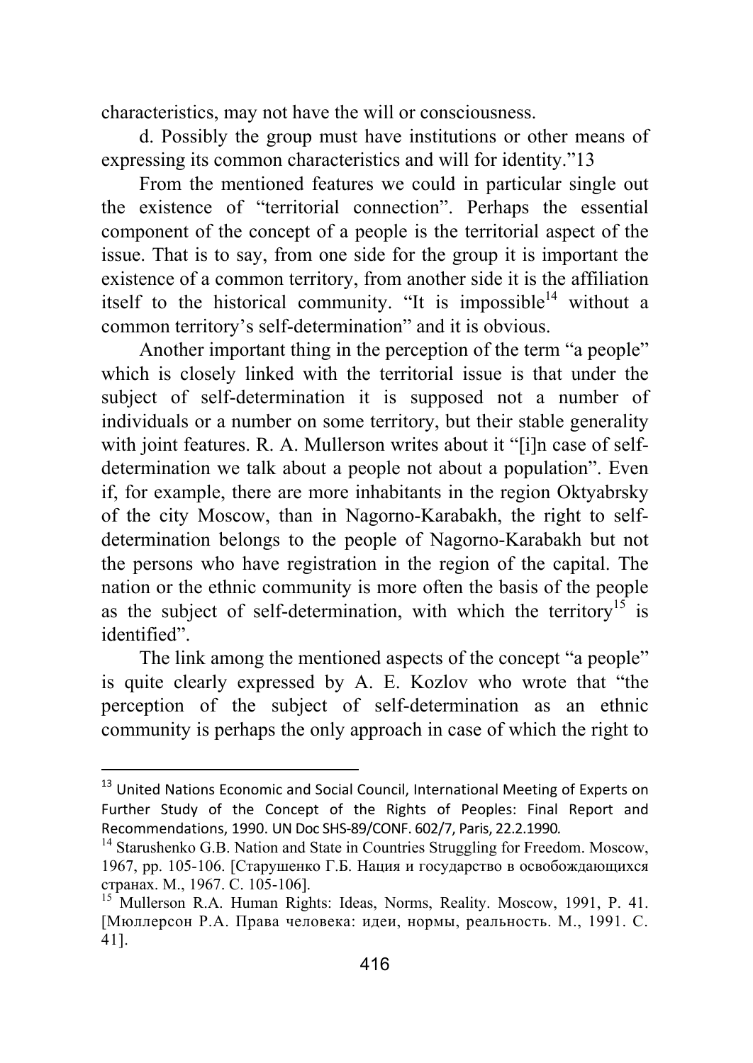characteristics, may not have the will or consciousness.

d. Possibly the group must have institutions or other means of expressing its common characteristics and will for identity."13

From the mentioned features we could in particular single out the existence of "territorial connection". Perhaps the essential component of the concept of a people is the territorial aspect of the issue. That is to say, from one side for the group it is important the existence of a common territory, from another side it is the affiliation itself to the historical community. "It is impossible[14] without a common territory's self-determination" and it is obvious.

Another important thing in the perception of the term "a people" which is closely linked with the territorial issue is that under the subject of self-determination it is supposed not a number of individuals or a number on some territory, but their stable generality with joint features. R. A. Mullerson writes about it "[i]n case of self-determination we talk about a people not about a population". Even if, for example, there are more inhabitants in the region Oktyabrsky of the city Moscow, than in Nagorno-Karabakh, the right to self-determination belongs to the people of Nagorno-Karabakh but not the persons who have registration in the region of the capital. The nation or the ethnic community is more often the basis of the people as the subject of self-determination, with which the territory[15] is identified".

The link among the mentioned aspects of the concept "a people" is quite clearly expressed by A. E. Kozlov who wrote that "the perception of the subject of self-determination as an ethnic community is perhaps the only approach in case of which the right to

---

[13] United Nations Economic and Social Council, International Meeting of Experts on Further Study of the Concept of the Rights of Peoples: Final Report and Recommendations, 1990. UN Doc SHS-89/CONF. 602/7, Paris, 22.2.1990.

[14] Starushenko G.B. Nation and State in Countries Struggling for Freedom. Moscow, 1967, pp. 105-106. [Старушенко Г.Б. Нация и государство в освобождающихся странах. М., 1967. С. 105-106].

[15] Mullerson R.A. Human Rights: Ideas, Norms, Reality. Moscow, 1991, P. 41. [Мюллерсон Р.А. Права человека: идеи, нормы, реальность. М., 1991. С. 41].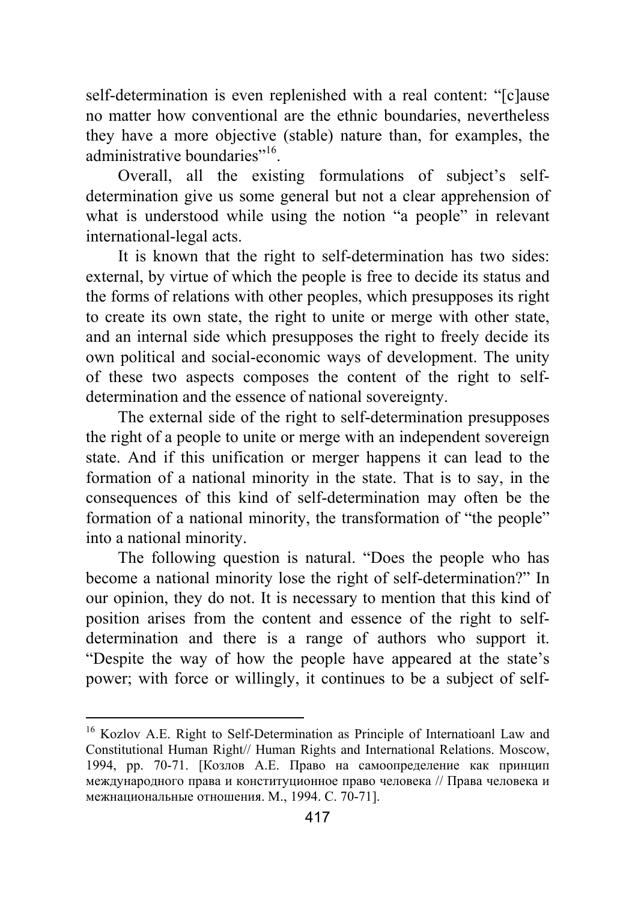self-determination is even replenished with a real content: "[c]ause no matter how conventional are the ethnic boundaries, nevertheless they have a more objective (stable) nature than, for examples, the administrative boundaries"[16].

Overall, all the existing formulations of subject's self-determination give us some general but not a clear apprehension of what is understood while using the notion "a people" in relevant international-legal acts.

It is known that the right to self-determination has two sides: external, by virtue of which the people is free to decide its status and the forms of relations with other peoples, which presupposes its right to create its own state, the right to unite or merge with other state, and an internal side which presupposes the right to freely decide its own political and social-economic ways of development. The unity of these two aspects composes the content of the right to self-determination and the essence of national sovereignty.

The external side of the right to self-determination presupposes the right of a people to unite or merge with an independent sovereign state. And if this unification or merger happens it can lead to the formation of a national minority in the state. That is to say, in the consequences of this kind of self-determination may often be the formation of a national minority, the transformation of "the people" into a national minority.

The following question is natural. "Does the people who has become a national minority lose the right of self-determination?" In our opinion, they do not. It is necessary to mention that this kind of position arises from the content and essence of the right to self-determination and there is a range of authors who support it. "Despite the way of how the people have appeared at the state's power; with force or willingly, it continues to be a subject of self-

---

[16] Kozlov A.E. Right to Self-Determination as Principle of Internatioanl Law and Constitutional Human Right// Human Rights and International Relations. Moscow, 1994, pp. 70-71. [Козлов А.Е. Право на самоопределение как принцип международного права и конституционное право человека // Права человека и межнациональные отношения. М., 1994. С. 70-71].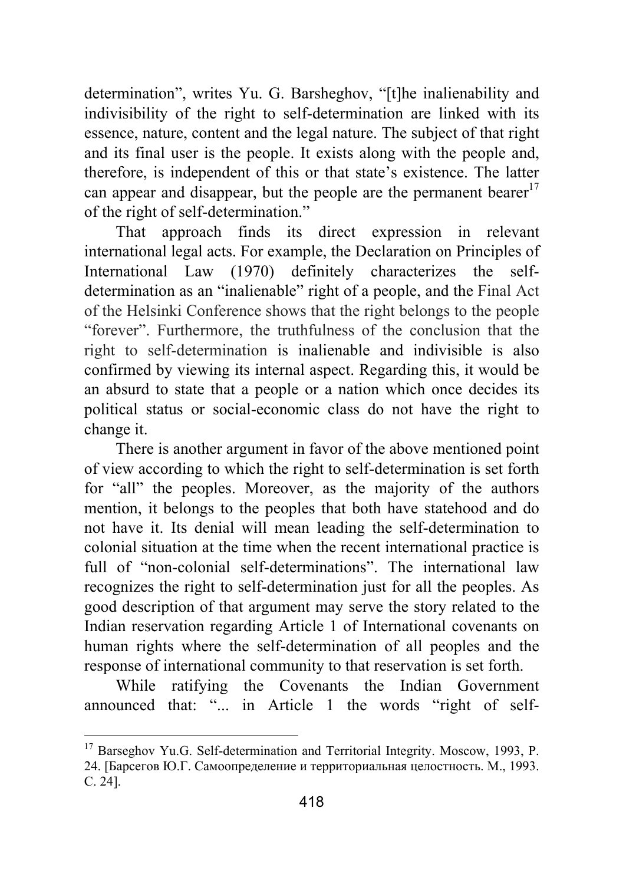determination", writes Yu. G. Barsheghov, "[t]he inalienability and indivisibility of the right to self-determination are linked with its essence, nature, content and the legal nature. The subject of that right and its final user is the people. It exists along with the people and, therefore, is independent of this or that state's existence. The latter can appear and disappear, but the people are the permanent bearer[17] of the right of self-determination."

That approach finds its direct expression in relevant international legal acts. For example, the Declaration on Principles of International Law (1970) definitely characterizes the self-determination as an "inalienable" right of a people, and the Final Act of the Helsinki Conference shows that the right belongs to the people "forever". Furthermore, the truthfulness of the conclusion that the right to self-determination is inalienable and indivisible is also confirmed by viewing its internal aspect. Regarding this, it would be an absurd to state that a people or a nation which once decides its political status or social-economic class do not have the right to change it.

There is another argument in favor of the above mentioned point of view according to which the right to self-determination is set forth for "all" the peoples. Moreover, as the majority of the authors mention, it belongs to the peoples that both have statehood and do not have it. Its denial will mean leading the self-determination to colonial situation at the time when the recent international practice is full of "non-colonial self-determinations". The international law recognizes the right to self-determination just for all the peoples. As good description of that argument may serve the story related to the Indian reservation regarding Article 1 of International covenants on human rights where the self-determination of all peoples and the response of international community to that reservation is set forth.

While ratifying the Covenants the Indian Government announced that: "... in Article 1 the words "right of self-

---

[17] Barseghov Yu.G. Self-determination and Territorial Integrity. Moscow, 1993, P. 24. [Барсегов Ю.Г. Самоопределение и территориальная целостность. М., 1993. С. 24].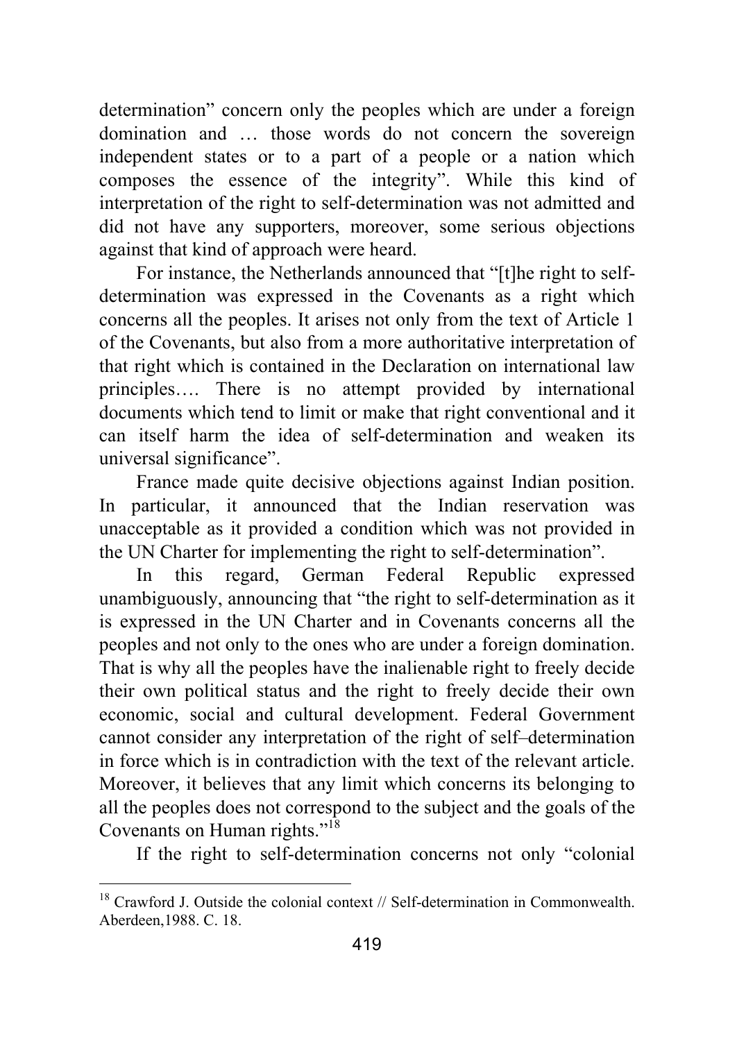determination" concern only the peoples which are under a foreign domination and … those words do not concern the sovereign independent states or to a part of a people or a nation which composes the essence of the integrity". While this kind of interpretation of the right to self-determination was not admitted and did not have any supporters, moreover, some serious objections against that kind of approach were heard.

For instance, the Netherlands announced that "[t]he right to self-determination was expressed in the Covenants as a right which concerns all the peoples. It arises not only from the text of Article 1 of the Covenants, but also from a more authoritative interpretation of that right which is contained in the Declaration on international law principles…. There is no attempt provided by international documents which tend to limit or make that right conventional and it can itself harm the idea of self-determination and weaken its universal significance".

France made quite decisive objections against Indian position. In particular, it announced that the Indian reservation was unacceptable as it provided a condition which was not provided in the UN Charter for implementing the right to self-determination".

In this regard, German Federal Republic expressed unambiguously, announcing that "the right to self-determination as it is expressed in the UN Charter and in Covenants concerns all the peoples and not only to the ones who are under a foreign domination. That is why all the peoples have the inalienable right to freely decide their own political status and the right to freely decide their own economic, social and cultural development. Federal Government cannot consider any interpretation of the right of self–determination in force which is in contradiction with the text of the relevant article. Moreover, it believes that any limit which concerns its belonging to all the peoples does not correspond to the subject and the goals of the Covenants on Human rights."[18]

If the right to self-determination concerns not only "colonial

---

[18] Crawford J. Outside the colonial context // Self-determination in Commonwealth. Aberdeen,1988. C. 18.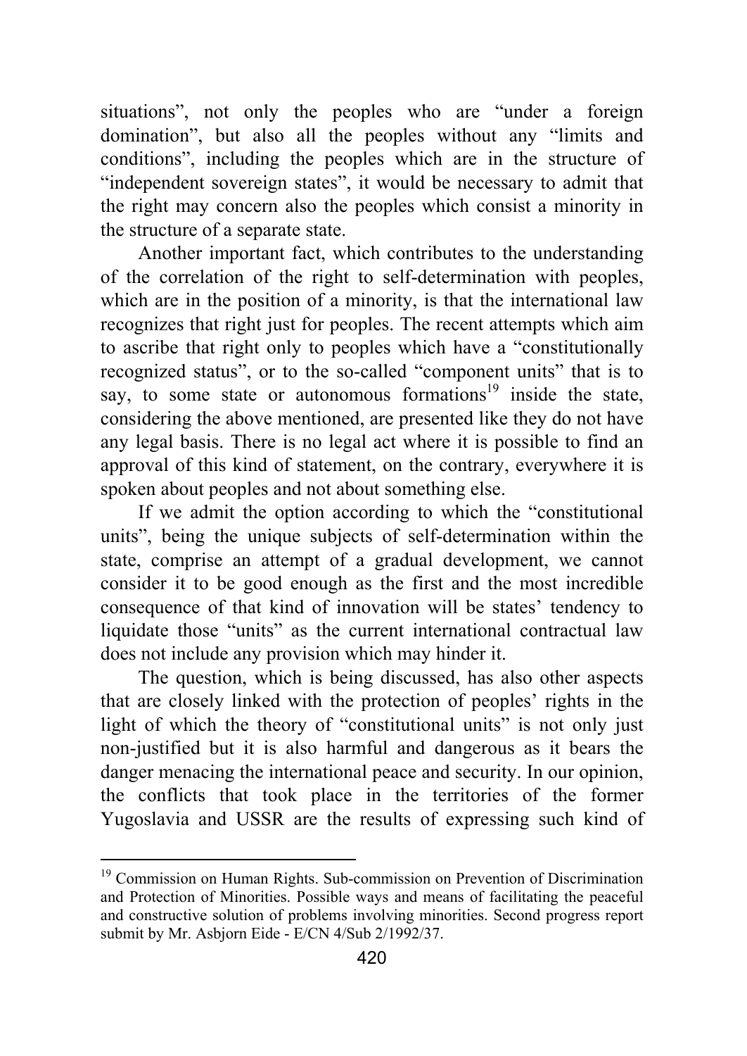situations", not only the peoples who are "under a foreign domination", but also all the peoples without any "limits and conditions", including the peoples which are in the structure of "independent sovereign states", it would be necessary to admit that the right may concern also the peoples which consist a minority in the structure of a separate state.

Another important fact, which contributes to the understanding of the correlation of the right to self-determination with peoples, which are in the position of a minority, is that the international law recognizes that right just for peoples. The recent attempts which aim to ascribe that right only to peoples which have a "constitutionally recognized status", or to the so-called "component units" that is to say, to some state or autonomous formations[19] inside the state, considering the above mentioned, are presented like they do not have any legal basis. There is no legal act where it is possible to find an approval of this kind of statement, on the contrary, everywhere it is spoken about peoples and not about something else.

If we admit the option according to which the "constitutional units", being the unique subjects of self-determination within the state, comprise an attempt of a gradual development, we cannot consider it to be good enough as the first and the most incredible consequence of that kind of innovation will be states' tendency to liquidate those "units" as the current international contractual law does not include any provision which may hinder it.

The question, which is being discussed, has also other aspects that are closely linked with the protection of peoples' rights in the light of which the theory of "constitutional units" is not only just non-justified but it is also harmful and dangerous as it bears the danger menacing the international peace and security. In our opinion, the conflicts that took place in the territories of the former Yugoslavia and USSR are the results of expressing such kind of

---

[19] Commission on Human Rights. Sub-commission on Prevention of Discrimination and Protection of Minorities. Possible ways and means of facilitating the peaceful and constructive solution of problems involving minorities. Second progress report submit by Mr. Asbjorn Eide - E/CN 4/Sub 2/1992/37.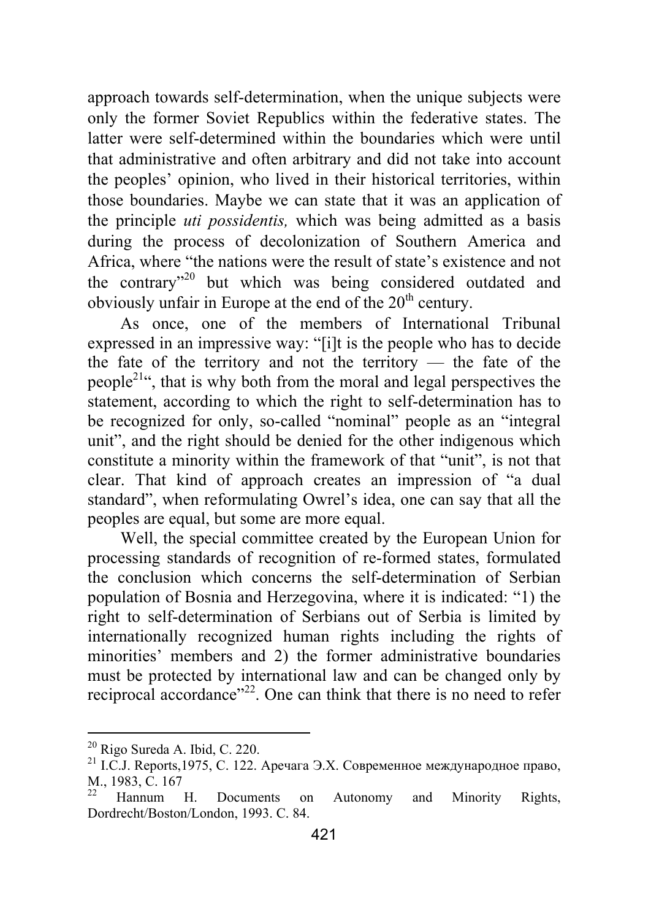approach towards self-determination, when the unique subjects were only the former Soviet Republics within the federative states. The latter were self-determined within the boundaries which were until that administrative and often arbitrary and did not take into account the peoples' opinion, who lived in their historical territories, within those boundaries. Maybe we can state that it was an application of the principle *uti possidentis,* which was being admitted as a basis during the process of decolonization of Southern America and Africa, where "the nations were the result of state's existence and not the contrary"[20] but which was being considered outdated and obviously unfair in Europe at the end of the 20th century.

As once, one of the members of International Tribunal expressed in an impressive way: "[i]t is the people who has to decide the fate of the territory and not the territory — the fate of the people[21]", that is why both from the moral and legal perspectives the statement, according to which the right to self-determination has to be recognized for only, so-called "nominal" people as an "integral unit", and the right should be denied for the other indigenous which constitute a minority within the framework of that "unit", is not that clear. That kind of approach creates an impression of "a dual standard", when reformulating Owrel's idea, one can say that all the peoples are equal, but some are more equal.

Well, the special committee created by the European Union for processing standards of recognition of re-formed states, formulated the conclusion which concerns the self-determination of Serbian population of Bosnia and Herzegovina, where it is indicated: "1) the right to self-determination of Serbians out of Serbia is limited by internationally recognized human rights including the rights of minorities' members and 2) the former administrative boundaries must be protected by international law and can be changed only by reciprocal accordance"[22]. One can think that there is no need to refer

---

[20] Rigo Sureda A. Ibid, C. 220.

[21] I.C.J. Reports,1975, C. 122. Аречага Э.Х. Современное международное право, М., 1983, С. 167

[22] Hannum H. Documents on Autonomy and Minority Rights, Dordrecht/Boston/London, 1993. C. 84.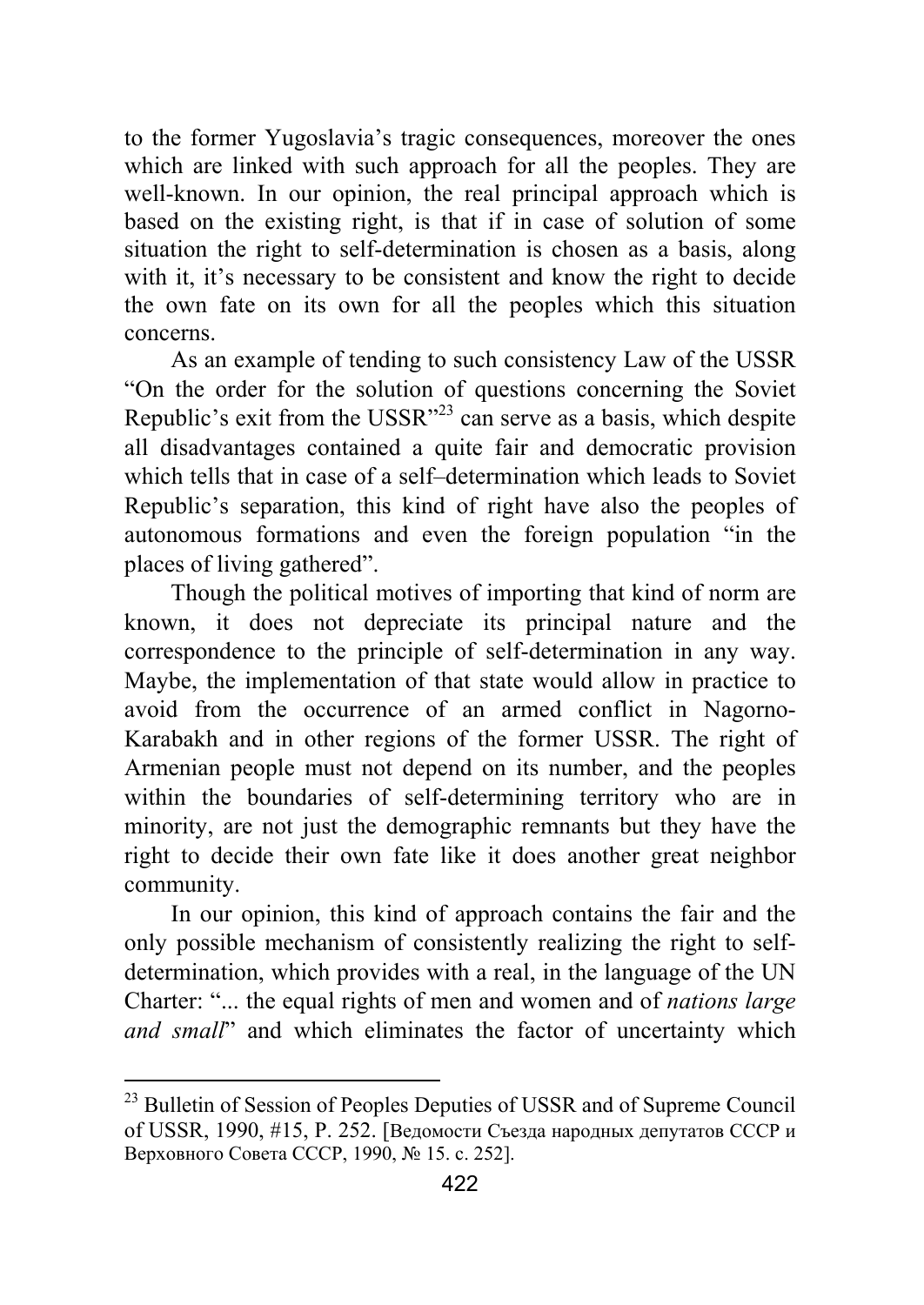to the former Yugoslavia's tragic consequences, moreover the ones which are linked with such approach for all the peoples. They are well-known. In our opinion, the real principal approach which is based on the existing right, is that if in case of solution of some situation the right to self-determination is chosen as a basis, along with it, it's necessary to be consistent and know the right to decide the own fate on its own for all the peoples which this situation concerns.

As an example of tending to such consistency Law of the USSR "On the order for the solution of questions concerning the Soviet Republic's exit from the USSR"[23] can serve as a basis, which despite all disadvantages contained a quite fair and democratic provision which tells that in case of a self–determination which leads to Soviet Republic's separation, this kind of right have also the peoples of autonomous formations and even the foreign population "in the places of living gathered".

Though the political motives of importing that kind of norm are known, it does not depreciate its principal nature and the correspondence to the principle of self-determination in any way. Maybe, the implementation of that state would allow in practice to avoid from the occurrence of an armed conflict in Nagorno-Karabakh and in other regions of the former USSR. The right of Armenian people must not depend on its number, and the peoples within the boundaries of self-determining territory who are in minority, are not just the demographic remnants but they have the right to decide their own fate like it does another great neighbor community.

In our opinion, this kind of approach contains the fair and the only possible mechanism of consistently realizing the right to self-determination, which provides with a real, in the language of the UN Charter: "... the equal rights of men and women and of *nations large and small*" and which eliminates the factor of uncertainty which

---

[23] Bulletin of Session of Peoples Deputies of USSR and of Supreme Council of USSR, 1990, #15, P. 252. [Ведомости Съезда народных депутатов СССР и Верховного Совета СССР, 1990, № 15. с. 252].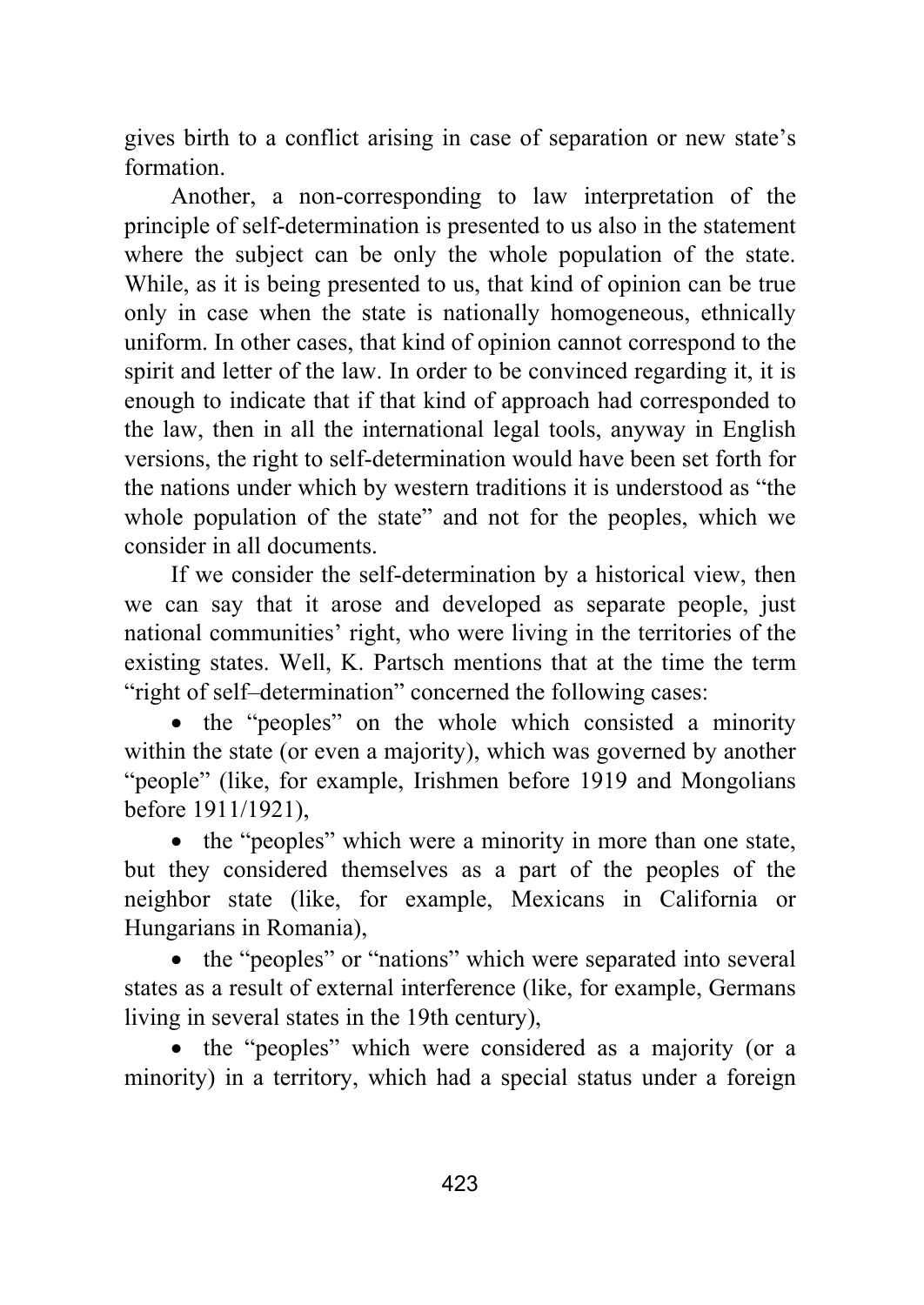gives birth to a conflict arising in case of separation or new state's formation.

Another, a non-corresponding to law interpretation of the principle of self-determination is presented to us also in the statement where the subject can be only the whole population of the state. While, as it is being presented to us, that kind of opinion can be true only in case when the state is nationally homogeneous, ethnically uniform. In other cases, that kind of opinion cannot correspond to the spirit and letter of the law. In order to be convinced regarding it, it is enough to indicate that if that kind of approach had corresponded to the law, then in all the international legal tools, anyway in English versions, the right to self-determination would have been set forth for the nations under which by western traditions it is understood as "the whole population of the state" and not for the peoples, which we consider in all documents.

If we consider the self-determination by a historical view, then we can say that it arose and developed as separate people, just national communities' right, who were living in the territories of the existing states. Well, K. Partsch mentions that at the time the term "right of self–determination" concerned the following cases:

- the "peoples" on the whole which consisted a minority within the state (or even a majority), which was governed by another "people" (like, for example, Irishmen before 1919 and Mongolians before 1911/1921),
- the "peoples" which were a minority in more than one state, but they considered themselves as a part of the peoples of the neighbor state (like, for example, Mexicans in California or Hungarians in Romania),
- the "peoples" or "nations" which were separated into several states as a result of external interference (like, for example, Germans living in several states in the 19th century),
- the "peoples" which were considered as a majority (or a minority) in a territory, which had a special status under a foreign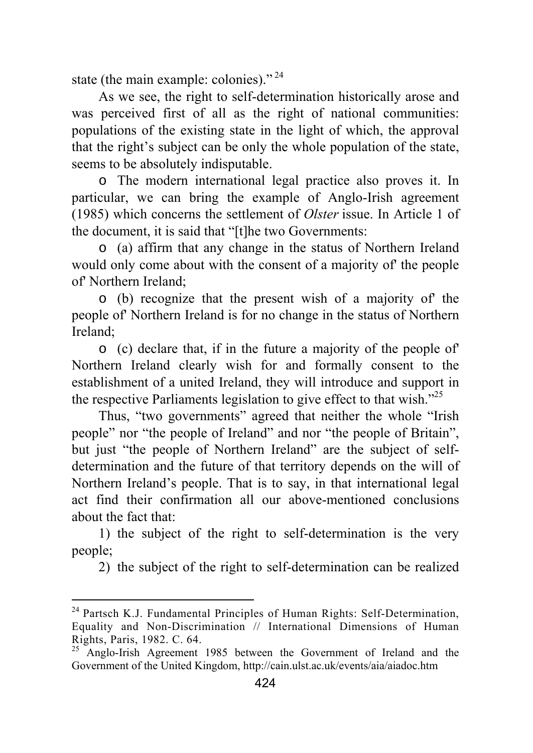state (the main example: colonies)."[24]

As we see, the right to self-determination historically arose and was perceived first of all as the right of national communities: populations of the existing state in the light of which, the approval that the right's subject can be only the whole population of the state, seems to be absolutely indisputable.

o The modern international legal practice also proves it. In particular, we can bring the example of Anglo-Irish agreement (1985) which concerns the settlement of *Olster* issue. In Article 1 of the document, it is said that "[t]he two Governments:

o (a) affirm that any change in the status of Northern Ireland would only come about with the consent of a majority of' the people of' Northern Ireland;

o (b) recognize that the present wish of a majority of' the people of' Northern Ireland is for no change in the status of Northern Ireland;

o (c) declare that, if in the future a majority of the people of' Northern Ireland clearly wish for and formally consent to the establishment of a united Ireland, they will introduce and support in the respective Parliaments legislation to give effect to that wish."[25]

Thus, "two governments" agreed that neither the whole "Irish people" nor "the people of Ireland" and nor "the people of Britain", but just "the people of Northern Ireland" are the subject of self-determination and the future of that territory depends on the will of Northern Ireland's people. That is to say, in that international legal act find their confirmation all our above-mentioned conclusions about the fact that:

1) the subject of the right to self-determination is the very people;

2) the subject of the right to self-determination can be realized

---

[24] Partsch K.J. Fundamental Principles of Human Rights: Self-Determination, Equality and Non-Discrimination // International Dimensions of Human Rights, Paris, 1982. C. 64.

[25] Anglo-Irish Agreement 1985 between the Government of Ireland and the Government of the United Kingdom, http://cain.ulst.ac.uk/events/aia/aiadoc.htm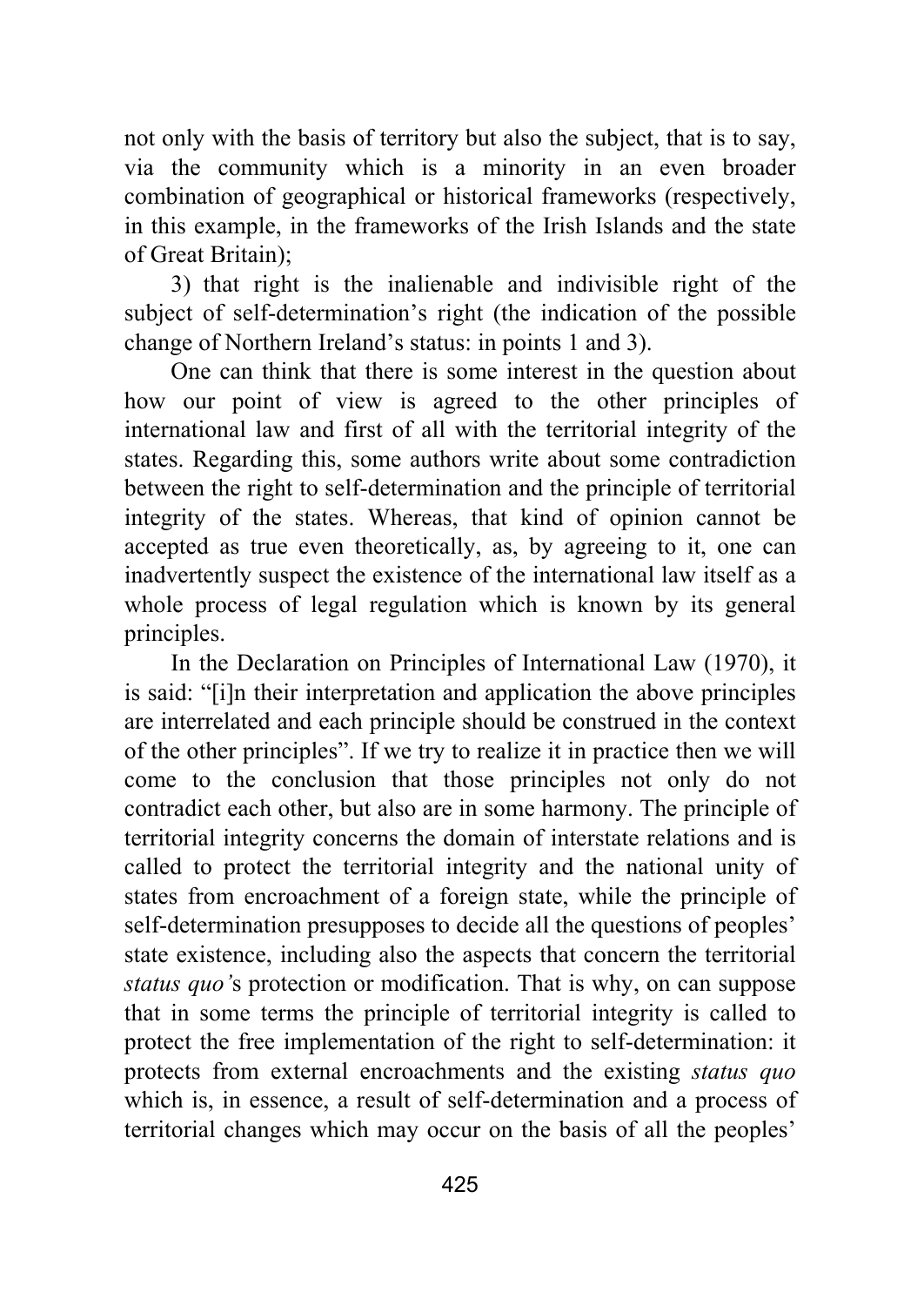not only with the basis of territory but also the subject, that is to say, via the community which is a minority in an even broader combination of geographical or historical frameworks (respectively, in this example, in the frameworks of the Irish Islands and the state of Great Britain);

3) that right is the inalienable and indivisible right of the subject of self-determination's right (the indication of the possible change of Northern Ireland's status: in points 1 and 3).

One can think that there is some interest in the question about how our point of view is agreed to the other principles of international law and first of all with the territorial integrity of the states. Regarding this, some authors write about some contradiction between the right to self-determination and the principle of territorial integrity of the states. Whereas, that kind of opinion cannot be accepted as true even theoretically, as, by agreeing to it, one can inadvertently suspect the existence of the international law itself as a whole process of legal regulation which is known by its general principles.

In the Declaration on Principles of International Law (1970), it is said: "[i]n their interpretation and application the above principles are interrelated and each principle should be construed in the context of the other principles". If we try to realize it in practice then we will come to the conclusion that those principles not only do not contradict each other, but also are in some harmony. The principle of territorial integrity concerns the domain of interstate relations and is called to protect the territorial integrity and the national unity of states from encroachment of a foreign state, while the principle of self-determination presupposes to decide all the questions of peoples' state existence, including also the aspects that concern the territorial *status quo'*s protection or modification. That is why, on can suppose that in some terms the principle of territorial integrity is called to protect the free implementation of the right to self-determination: it protects from external encroachments and the existing *status quo* which is, in essence, a result of self-determination and a process of territorial changes which may occur on the basis of all the peoples'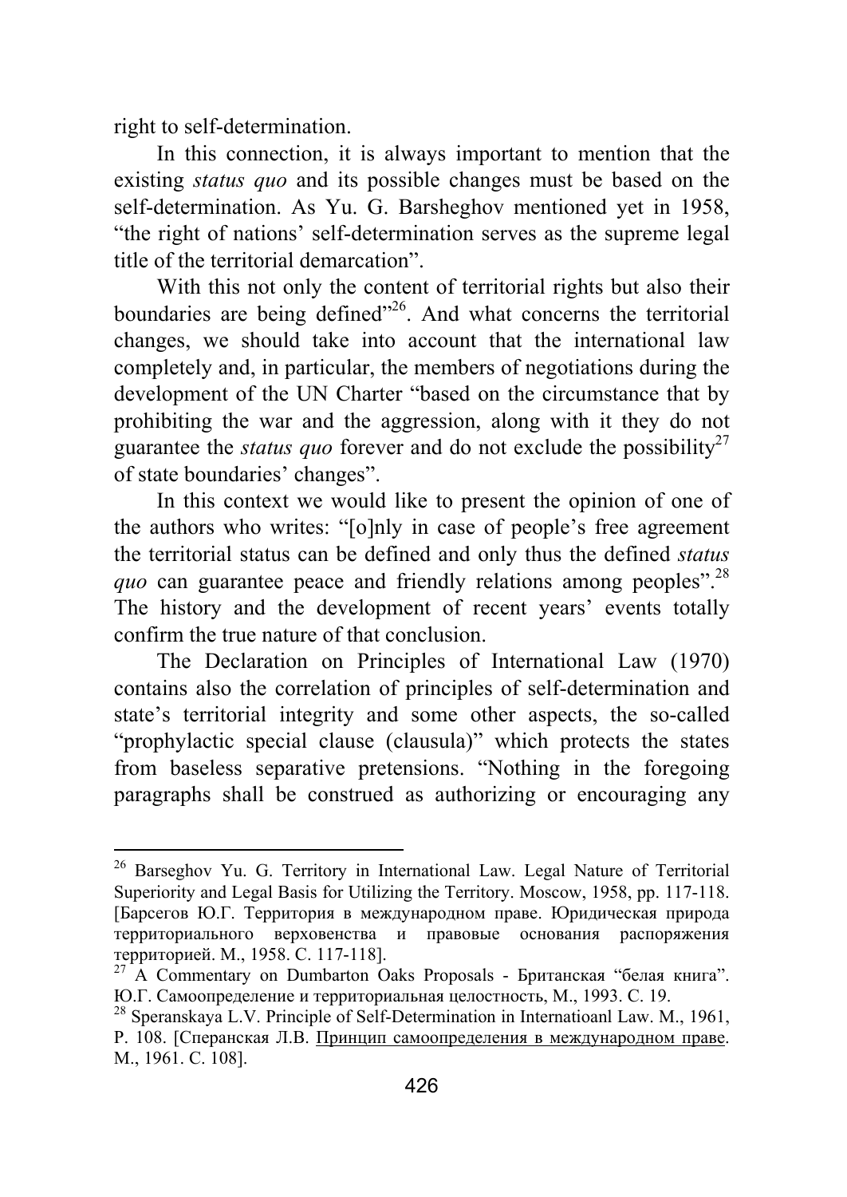right to self-determination.

In this connection, it is always important to mention that the existing *status quo* and its possible changes must be based on the self-determination. As Yu. G. Barsheghov mentioned yet in 1958, "the right of nations' self-determination serves as the supreme legal title of the territorial demarcation".

With this not only the content of territorial rights but also their boundaries are being defined"[26]. And what concerns the territorial changes, we should take into account that the international law completely and, in particular, the members of negotiations during the development of the UN Charter "based on the circumstance that by prohibiting the war and the aggression, along with it they do not guarantee the *status quo* forever and do not exclude the possibility[27] of state boundaries' changes".

In this context we would like to present the opinion of one of the authors who writes: "[o]nly in case of people's free agreement the territorial status can be defined and only thus the defined *status quo* can guarantee peace and friendly relations among peoples".[28] The history and the development of recent years' events totally confirm the true nature of that conclusion.

The Declaration on Principles of International Law (1970) contains also the correlation of principles of self-determination and state's territorial integrity and some other aspects, the so-called "prophylactic special clause (clausula)" which protects the states from baseless separative pretensions. "Nothing in the foregoing paragraphs shall be construed as authorizing or encouraging any

---

[26] Barseghov Yu. G. Territory in International Law. Legal Nature of Territorial Superiority and Legal Basis for Utilizing the Territory. Moscow, 1958, pp. 117-118. [Барсегов Ю.Г. Территория в международном праве. Юридическая природа территориального верховенства и правовые основания распоряжения территорией. М., 1958. С. 117-118].

[27] A Commentary on Dumbarton Oaks Proposals - Британская "белая книга". Ю.Г. Самоопределение и территориальная целостность, М., 1993. С. 19.

[28] Speranskaya L.V. Principle of Self-Determination in Internatioanl Law. M., 1961, P. 108. [Сперанская Л.В. Принцип самоопределения в международном праве. М., 1961. С. 108].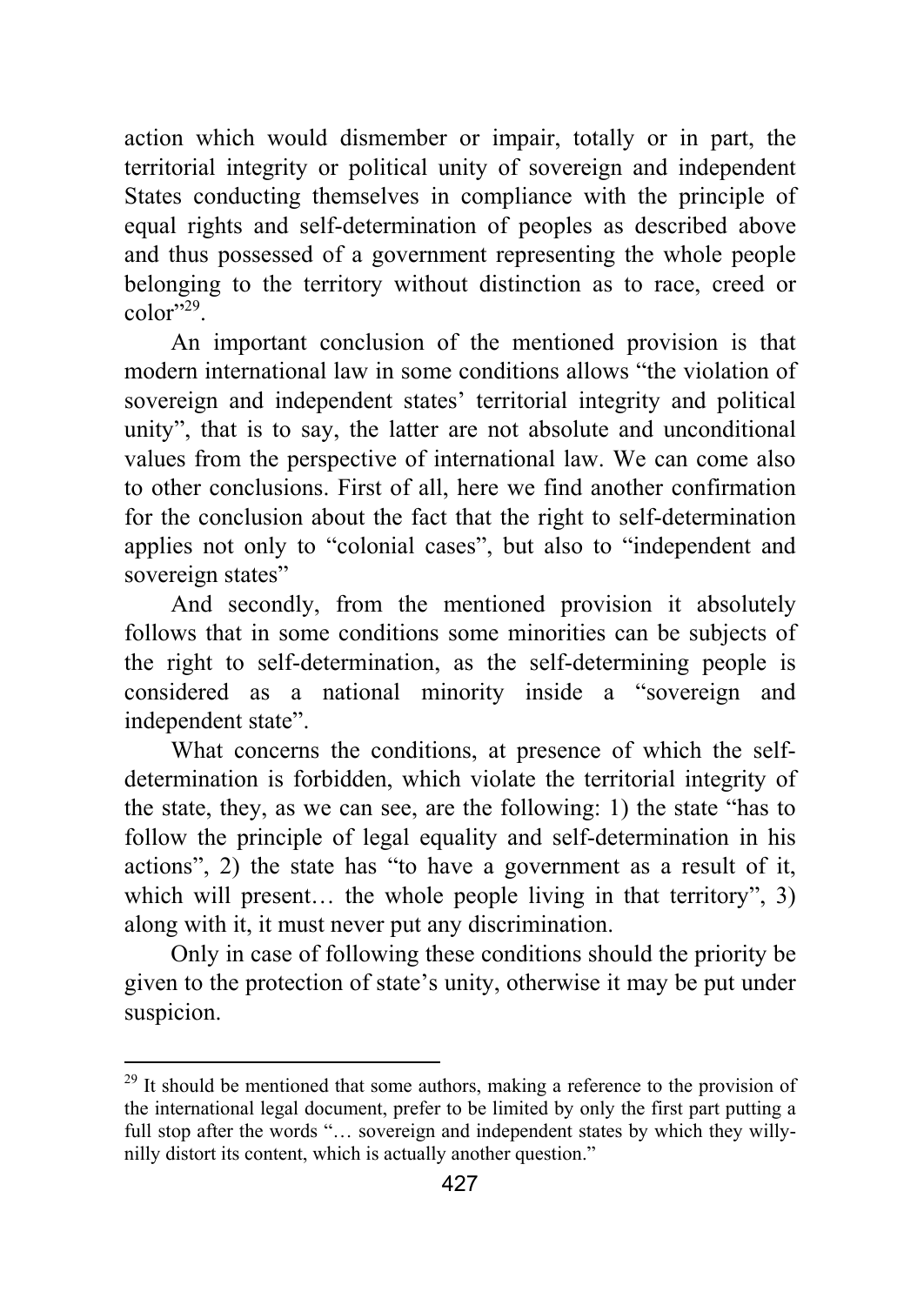action which would dismember or impair, totally or in part, the territorial integrity or political unity of sovereign and independent States conducting themselves in compliance with the principle of equal rights and self-determination of peoples as described above and thus possessed of a government representing the whole people belonging to the territory without distinction as to race, creed or color"[29].

An important conclusion of the mentioned provision is that modern international law in some conditions allows "the violation of sovereign and independent states' territorial integrity and political unity", that is to say, the latter are not absolute and unconditional values from the perspective of international law. We can come also to other conclusions. First of all, here we find another confirmation for the conclusion about the fact that the right to self-determination applies not only to "colonial cases", but also to "independent and sovereign states"

And secondly, from the mentioned provision it absolutely follows that in some conditions some minorities can be subjects of the right to self-determination, as the self-determining people is considered as a national minority inside a "sovereign and independent state".

What concerns the conditions, at presence of which the self-determination is forbidden, which violate the territorial integrity of the state, they, as we can see, are the following: 1) the state "has to follow the principle of legal equality and self-determination in his actions", 2) the state has "to have a government as a result of it, which will present… the whole people living in that territory", 3) along with it, it must never put any discrimination.

Only in case of following these conditions should the priority be given to the protection of state's unity, otherwise it may be put under suspicion.

---

[29] It should be mentioned that some authors, making a reference to the provision of the international legal document, prefer to be limited by only the first part putting a full stop after the words "… sovereign and independent states by which they willy-nilly distort its content, which is actually another question."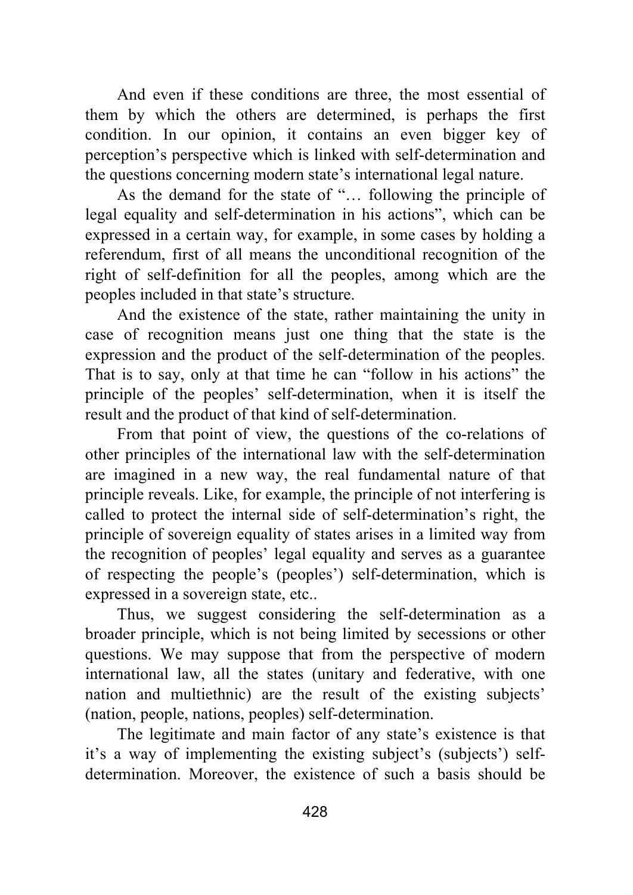And even if these conditions are three, the most essential of them by which the others are determined, is perhaps the first condition. In our opinion, it contains an even bigger key of perception's perspective which is linked with self-determination and the questions concerning modern state's international legal nature.

As the demand for the state of "… following the principle of legal equality and self-determination in his actions", which can be expressed in a certain way, for example, in some cases by holding a referendum, first of all means the unconditional recognition of the right of self-definition for all the peoples, among which are the peoples included in that state's structure.

And the existence of the state, rather maintaining the unity in case of recognition means just one thing that the state is the expression and the product of the self-determination of the peoples. That is to say, only at that time he can "follow in his actions" the principle of the peoples' self-determination, when it is itself the result and the product of that kind of self-determination.

From that point of view, the questions of the co-relations of other principles of the international law with the self-determination are imagined in a new way, the real fundamental nature of that principle reveals. Like, for example, the principle of not interfering is called to protect the internal side of self-determination's right, the principle of sovereign equality of states arises in a limited way from the recognition of peoples' legal equality and serves as a guarantee of respecting the people's (peoples') self-determination, which is expressed in a sovereign state, etc..

Thus, we suggest considering the self-determination as a broader principle, which is not being limited by secessions or other questions. We may suppose that from the perspective of modern international law, all the states (unitary and federative, with one nation and multiethnic) are the result of the existing subjects' (nation, people, nations, peoples) self-determination.

The legitimate and main factor of any state's existence is that it's a way of implementing the existing subject's (subjects') self-determination. Moreover, the existence of such a basis should be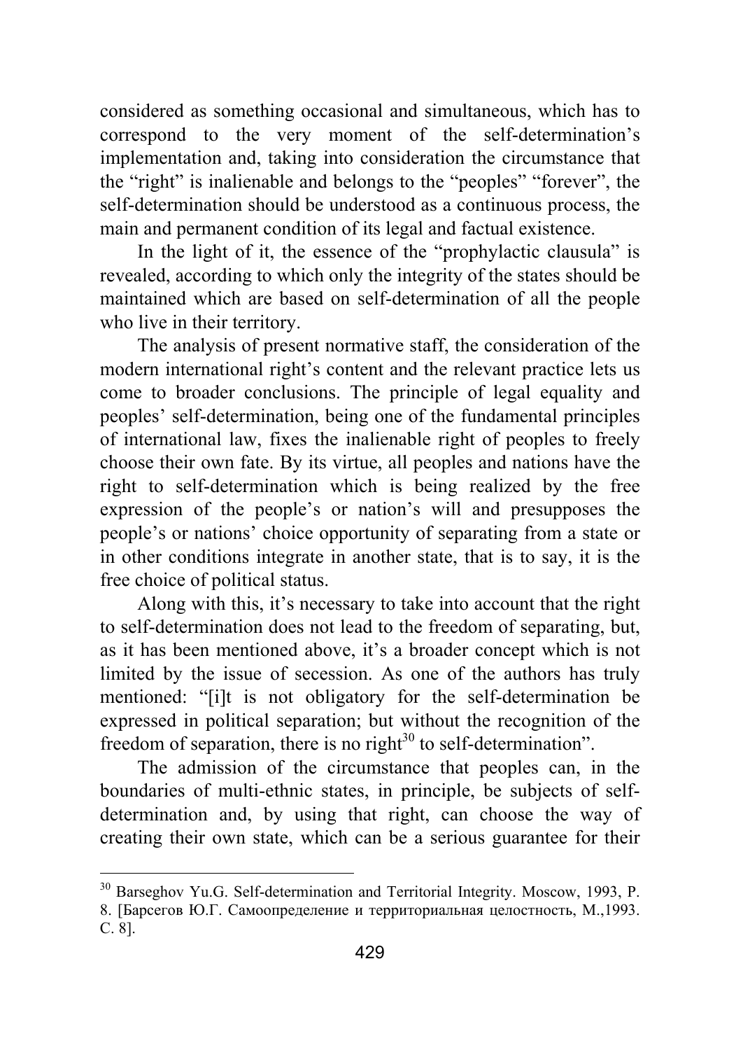considered as something occasional and simultaneous, which has to correspond to the very moment of the self-determination's implementation and, taking into consideration the circumstance that the "right" is inalienable and belongs to the "peoples" "forever", the self-determination should be understood as a continuous process, the main and permanent condition of its legal and factual existence.

In the light of it, the essence of the "prophylactic clausula" is revealed, according to which only the integrity of the states should be maintained which are based on self-determination of all the people who live in their territory.

The analysis of present normative staff, the consideration of the modern international right's content and the relevant practice lets us come to broader conclusions. The principle of legal equality and peoples' self-determination, being one of the fundamental principles of international law, fixes the inalienable right of peoples to freely choose their own fate. By its virtue, all peoples and nations have the right to self-determination which is being realized by the free expression of the people's or nation's will and presupposes the people's or nations' choice opportunity of separating from a state or in other conditions integrate in another state, that is to say, it is the free choice of political status.

Along with this, it's necessary to take into account that the right to self-determination does not lead to the freedom of separating, but, as it has been mentioned above, it's a broader concept which is not limited by the issue of secession. As one of the authors has truly mentioned: "[i]t is not obligatory for the self-determination be expressed in political separation; but without the recognition of the freedom of separation, there is no right[30] to self-determination".

The admission of the circumstance that peoples can, in the boundaries of multi-ethnic states, in principle, be subjects of self-determination and, by using that right, can choose the way of creating their own state, which can be a serious guarantee for their

---

[30] Barseghov Yu.G. Self-determination and Territorial Integrity. Moscow, 1993, P. 8. [Барсегов Ю.Г. Самоопределение и территориальная целостность, М.,1993. С. 8].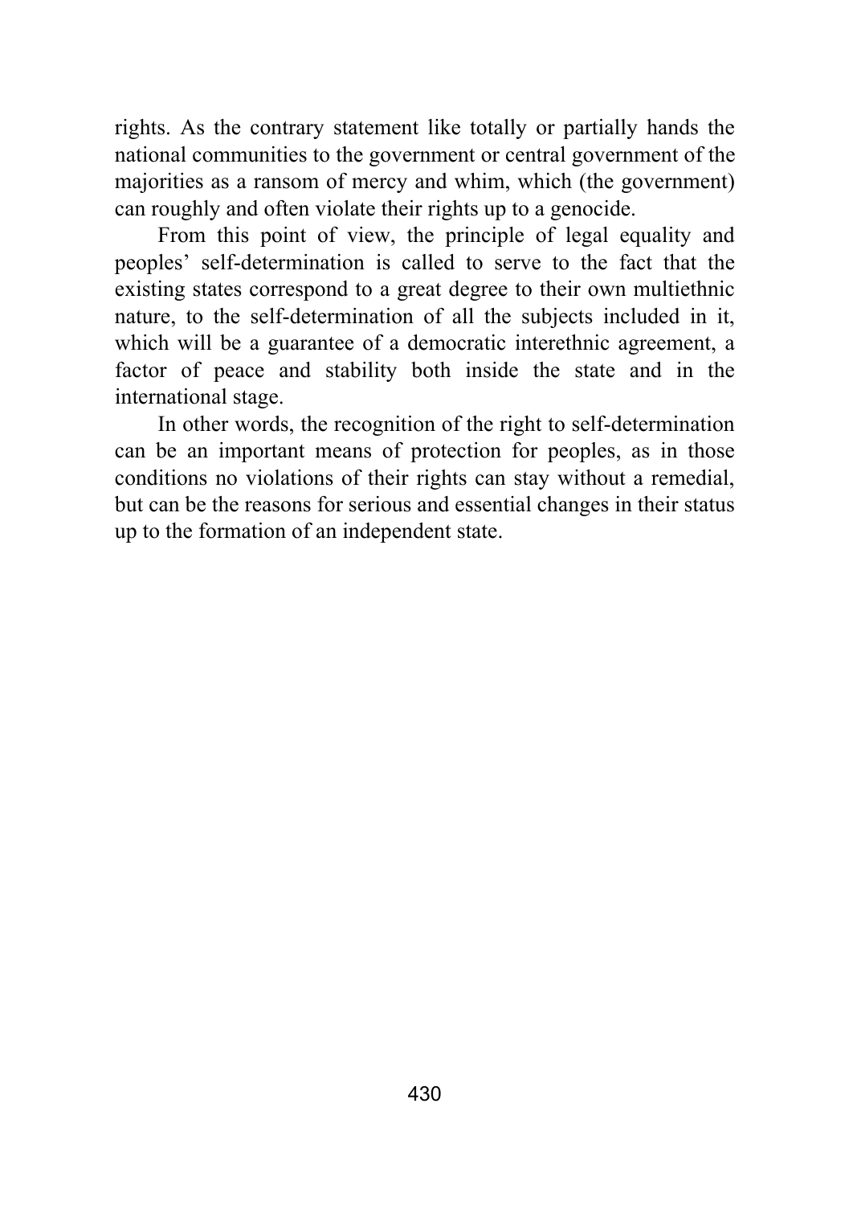rights. As the contrary statement like totally or partially hands the national communities to the government or central government of the majorities as a ransom of mercy and whim, which (the government) can roughly and often violate their rights up to a genocide.

From this point of view, the principle of legal equality and peoples' self-determination is called to serve to the fact that the existing states correspond to a great degree to their own multiethnic nature, to the self-determination of all the subjects included in it, which will be a guarantee of a democratic interethnic agreement, a factor of peace and stability both inside the state and in the international stage.

In other words, the recognition of the right to self-determination can be an important means of protection for peoples, as in those conditions no violations of their rights can stay without a remedial, but can be the reasons for serious and essential changes in their status up to the formation of an independent state.